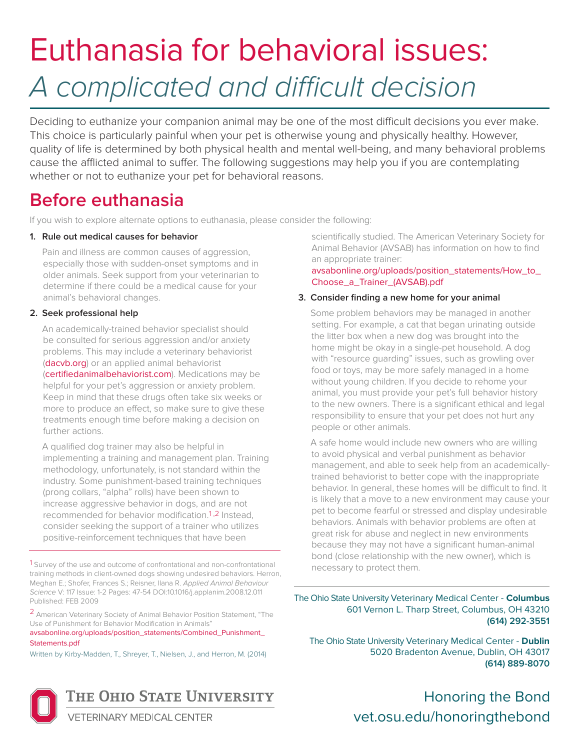# Euthanasia for behavioral issues:

## *A complicated and difficult decision*

Deciding to euthanize your companion animal may be one of the most difficult decisions you ever make. This choice is particularly painful when your pet is otherwise young and physically healthy. However, quality of life is determined by both physical health and mental well-being, and many behavioral problems cause the afflicted animal to suffer. The following suggestions may help you if you are contemplating whether or not to euthanize your pet for behavioral reasons.

## Before euthanasia

If you wish to explore alternate options to euthanasia, please consider the following:

**1. Rule out medical causes for behavior**

Pain and illness are common causes of aggression, especially those with sudden-onset symptoms and in older animals. Seek support from your veterinarian to determine if there could be a medical cause for your animal's behavioral changes.

**2. Seek professional help**

An academically-trained behavior specialist should be consulted for serious aggression and/or anxiety problems. This may include a veterinary behaviorist (dacvb.org) or an applied animal behaviorist (certifiedanimalbehaviorist.com). Medications may be helpful for your pet's aggression or anxiety problem. Keep in mind that these drugs often take six weeks or more to produce an effect, so make sure to give these treatments enough time before making a decision on further actions.

A qualified dog trainer may also be helpful in implementing a training and management plan. Training methodology, unfortunately, is not standard within the industry. Some punishment-based training techniques (prong collars, "alpha" rolls) have been shown to increase aggressive behavior in dogs, and are not recommended for behavior modification.[1,2] Instead, consider seeking the support of a trainer who utilizes positive-reinforcement techniques that have been scientifically studied. The American Veterinary Society for Animal Behavior (AVSAB) has information on how to find an appropriate trainer: avsabonline.org/uploads/position_statements/How_to_Choose_a_Trainer_(AVSAB).pdf

**3. Consider finding a new home for your animal**

Some problem behaviors may be managed in another setting. For example, a cat that began urinating outside the litter box when a new dog was brought into the home might be okay in a single-pet household. A dog with "resource guarding" issues, such as growling over food or toys, may be more safely managed in a home without young children. If you decide to rehome your animal, you must provide your pet's full behavior history to the new owners. There is a significant ethical and legal responsibility to ensure that your pet does not hurt any people or other animals.

A safe home would include new owners who are willing to avoid physical and verbal punishment as behavior management, and able to seek help from an academically-trained behaviorist to better cope with the inappropriate behavior. In general, these homes will be difficult to find. It is likely that a move to a new environment may cause your pet to become fearful or stressed and display undesirable behaviors. Animals with behavior problems are often at great risk for abuse and neglect in new environments because they may not have a significant human-animal bond (close relationship with the new owner), which is necessary to protect them.

---

[1] Survey of the use and outcome of confrontational and non-confrontational training methods in client-owned dogs showing undesired behaviors. Herron, Meghan E.; Shofer, Frances S.; Reisner, Ilana R. *Applied Animal Behaviour Science* V: 117 Issue: 1-2 Pages: 47-54 DOI:10.1016/j.applanim.2008.12.011 Published: FEB 2009

[2] American Veterinary Society of Animal Behavior Position Statement, "The Use of Punishment for Behavior Modification in Animals" avsabonline.org/uploads/position_statements/Combined_Punishment_Statements.pdf

Written by Kirby-Madden, T., Shreyer, T., Nielsen, J., and Herron, M. (2014)

The Ohio State University Veterinary Medical Center - **Columbus**
601 Vernon L. Tharp Street, Columbus, OH 43210
**(614) 292-3551**

The Ohio State University Veterinary Medical Center - **Dublin**
5020 Bradenton Avenue, Dublin, OH 43017
**(614) 889-8070**

THE OHIO STATE UNIVERSITY
VETERINARY MEDICAL CENTER

Honoring the Bond
vet.osu.edu/honoringthebond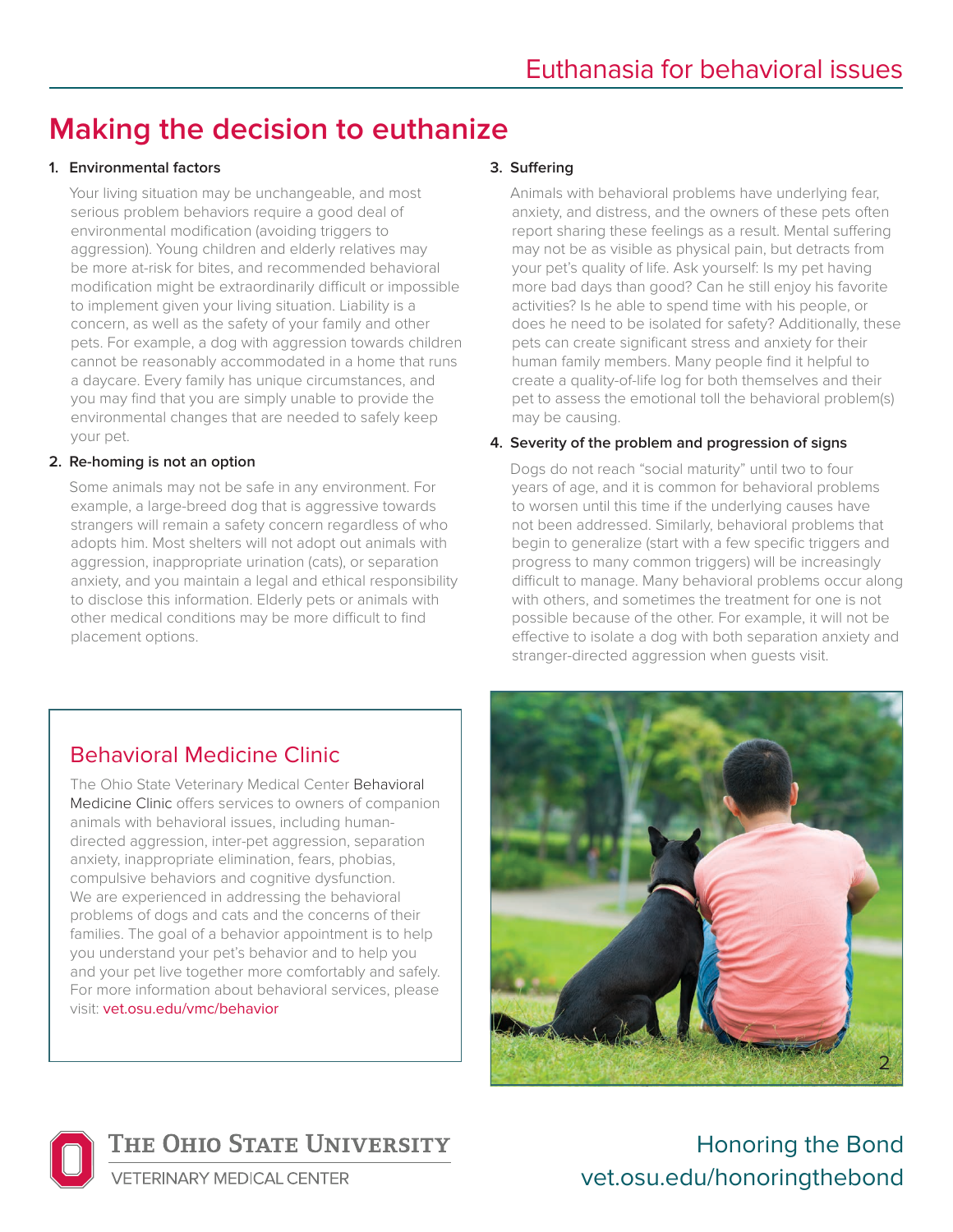## Making the decision to euthanize

1. **Environmental factors**

   Your living situation may be unchangeable, and most serious problem behaviors require a good deal of environmental modification (avoiding triggers to aggression). Young children and elderly relatives may be more at-risk for bites, and recommended behavioral modification might be extraordinarily difficult or impossible to implement given your living situation. Liability is a concern, as well as the safety of your family and other pets. For example, a dog with aggression towards children cannot be reasonably accommodated in a home that runs a daycare. Every family has unique circumstances, and you may find that you are simply unable to provide the environmental changes that are needed to safely keep your pet.

2. **Re-homing is not an option**

   Some animals may not be safe in any environment. For example, a large-breed dog that is aggressive towards strangers will remain a safety concern regardless of who adopts him. Most shelters will not adopt out animals with aggression, inappropriate urination (cats), or separation anxiety, and you maintain a legal and ethical responsibility to disclose this information. Elderly pets or animals with other medical conditions may be more difficult to find placement options.

3. **Suffering**

   Animals with behavioral problems have underlying fear, anxiety, and distress, and the owners of these pets often report sharing these feelings as a result. Mental suffering may not be as visible as physical pain, but detracts from your pet's quality of life. Ask yourself: Is my pet having more bad days than good? Can he still enjoy his favorite activities? Is he able to spend time with his people, or does he need to be isolated for safety? Additionally, these pets can create significant stress and anxiety for their human family members. Many people find it helpful to create a quality-of-life log for both themselves and their pet to assess the emotional toll the behavioral problem(s) may be causing.

4. **Severity of the problem and progression of signs**

   Dogs do not reach "social maturity" until two to four years of age, and it is common for behavioral problems to worsen until this time if the underlying causes have not been addressed. Similarly, behavioral problems that begin to generalize (start with a few specific triggers and progress to many common triggers) will be increasingly difficult to manage. Many behavioral problems occur along with others, and sometimes the treatment for one is not possible because of the other. For example, it will not be effective to isolate a dog with both separation anxiety and stranger-directed aggression when guests visit.

### Behavioral Medicine Clinic

The Ohio State Veterinary Medical Center Behavioral Medicine Clinic offers services to owners of companion animals with behavioral issues, including human-directed aggression, inter-pet aggression, separation anxiety, inappropriate elimination, fears, phobias, compulsive behaviors and cognitive dysfunction. We are experienced in addressing the behavioral problems of dogs and cats and the concerns of their families. The goal of a behavior appointment is to help you understand your pet's behavior and to help you and your pet live together more comfortably and safely. For more information about behavioral services, please visit: vet.osu.edu/vmc/behavior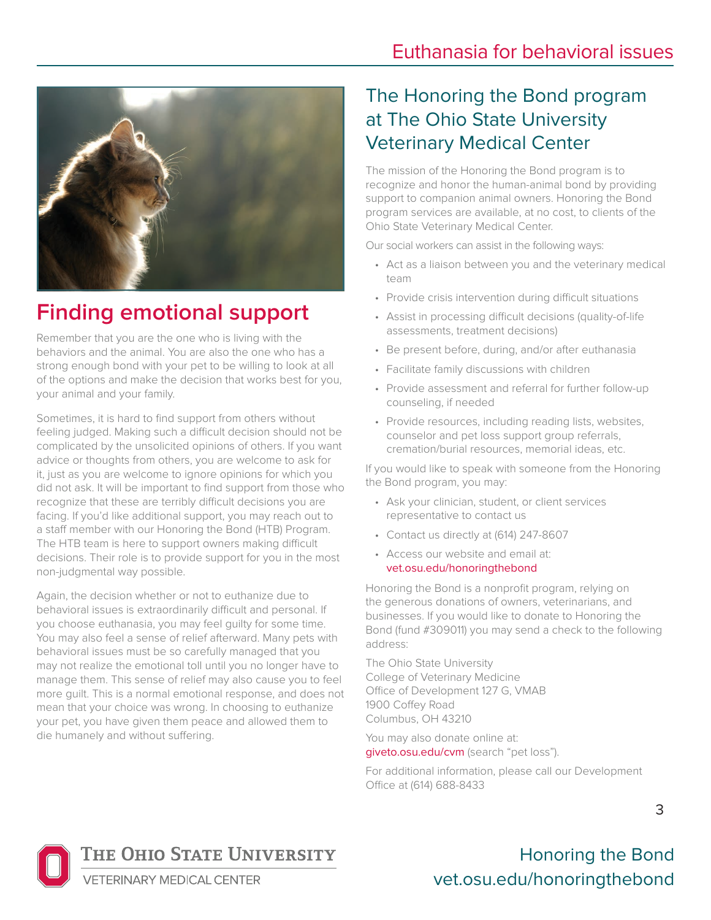## Finding emotional support

Remember that you are the one who is living with the behaviors and the animal. You are also the one who has a strong enough bond with your pet to be willing to look at all of the options and make the decision that works best for you, your animal and your family.

Sometimes, it is hard to find support from others without feeling judged. Making such a difficult decision should not be complicated by the unsolicited opinions of others. If you want advice or thoughts from others, you are welcome to ask for it, just as you are welcome to ignore opinions for which you did not ask. It will be important to find support from those who recognize that these are terribly difficult decisions you are facing. If you'd like additional support, you may reach out to a staff member with our Honoring the Bond (HTB) Program. The HTB team is here to support owners making difficult decisions. Their role is to provide support for you in the most non-judgmental way possible.

Again, the decision whether or not to euthanize due to behavioral issues is extraordinarily difficult and personal. If you choose euthanasia, you may feel guilty for some time. You may also feel a sense of relief afterward. Many pets with behavioral issues must be so carefully managed that you may not realize the emotional toll until you no longer have to manage them. This sense of relief may also cause you to feel more guilt. This is a normal emotional response, and does not mean that your choice was wrong. In choosing to euthanize your pet, you have given them peace and allowed them to die humanely and without suffering.

## The Honoring the Bond program at The Ohio State University Veterinary Medical Center

The mission of the Honoring the Bond program is to recognize and honor the human-animal bond by providing support to companion animal owners. Honoring the Bond program services are available, at no cost, to clients of the Ohio State Veterinary Medical Center.

Our social workers can assist in the following ways:

- Act as a liaison between you and the veterinary medical team
- Provide crisis intervention during difficult situations
- Assist in processing difficult decisions (quality-of-life assessments, treatment decisions)
- Be present before, during, and/or after euthanasia
- Facilitate family discussions with children
- Provide assessment and referral for further follow-up counseling, if needed
- Provide resources, including reading lists, websites, counselor and pet loss support group referrals, cremation/burial resources, memorial ideas, etc.

If you would like to speak with someone from the Honoring the Bond program, you may:

- Ask your clinician, student, or client services representative to contact us
- Contact us directly at (614) 247-8607
- Access our website and email at: vet.osu.edu/honoringthebond

Honoring the Bond is a nonprofit program, relying on the generous donations of owners, veterinarians, and businesses. If you would like to donate to Honoring the Bond (fund #309011) you may send a check to the following address:

The Ohio State University
College of Veterinary Medicine
Office of Development 127 G, VMAB
1900 Coffey Road
Columbus, OH 43210

You may also donate online at: giveto.osu.edu/cvm (search "pet loss").

For additional information, please call our Development Office at (614) 688-8433